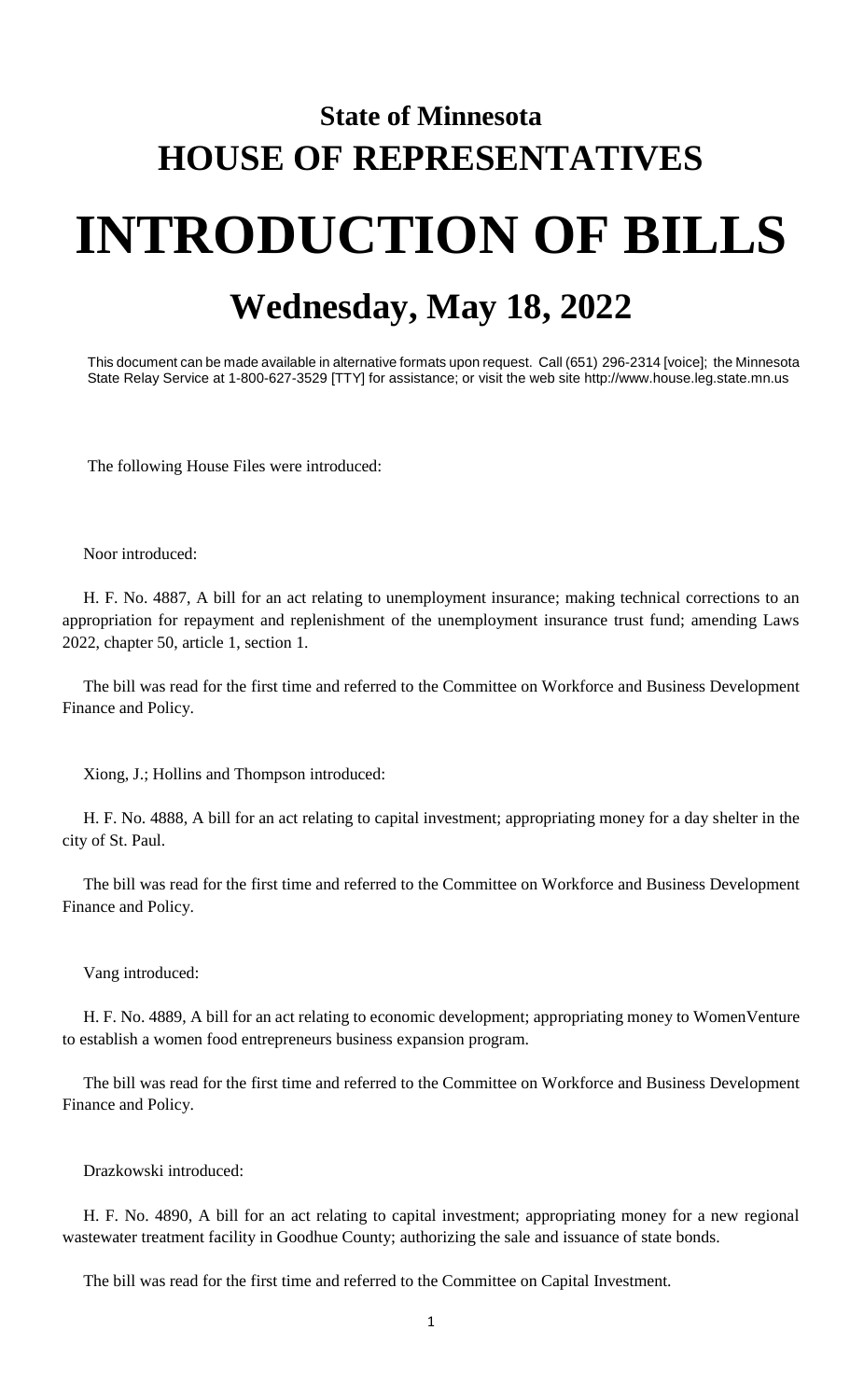# State of Minnesota
# HOUSE OF REPRESENTATIVES

# INTRODUCTION OF BILLS

## Wednesday, May 18, 2022

This document can be made available in alternative formats upon request. Call (651) 296-2314 [voice]; the Minnesota State Relay Service at 1-800-627-3529 [TTY] for assistance; or visit the web site http://www.house.leg.state.mn.us

The following House Files were introduced:

Noor introduced:

H. F. No. 4887, A bill for an act relating to unemployment insurance; making technical corrections to an appropriation for repayment and replenishment of the unemployment insurance trust fund; amending Laws 2022, chapter 50, article 1, section 1.

The bill was read for the first time and referred to the Committee on Workforce and Business Development Finance and Policy.

Xiong, J.; Hollins and Thompson introduced:

H. F. No. 4888, A bill for an act relating to capital investment; appropriating money for a day shelter in the city of St. Paul.

The bill was read for the first time and referred to the Committee on Workforce and Business Development Finance and Policy.

Vang introduced:

H. F. No. 4889, A bill for an act relating to economic development; appropriating money to WomenVenture to establish a women food entrepreneurs business expansion program.

The bill was read for the first time and referred to the Committee on Workforce and Business Development Finance and Policy.

Drazkowski introduced:

H. F. No. 4890, A bill for an act relating to capital investment; appropriating money for a new regional wastewater treatment facility in Goodhue County; authorizing the sale and issuance of state bonds.

The bill was read for the first time and referred to the Committee on Capital Investment.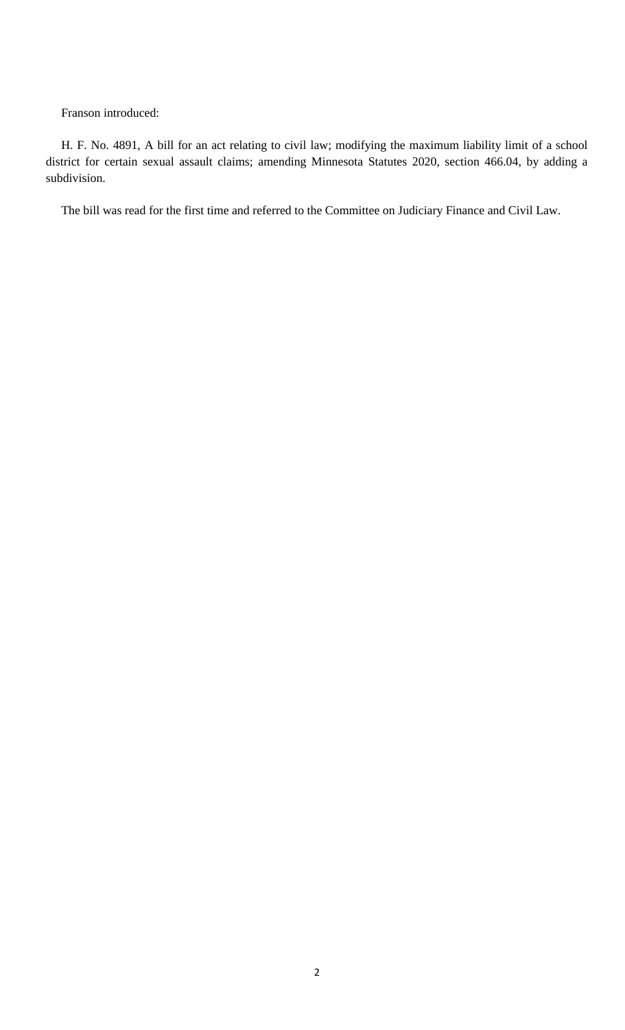Franson introduced:

H. F. No. 4891, A bill for an act relating to civil law; modifying the maximum liability limit of a school district for certain sexual assault claims; amending Minnesota Statutes 2020, section 466.04, by adding a subdivision.

The bill was read for the first time and referred to the Committee on Judiciary Finance and Civil Law.